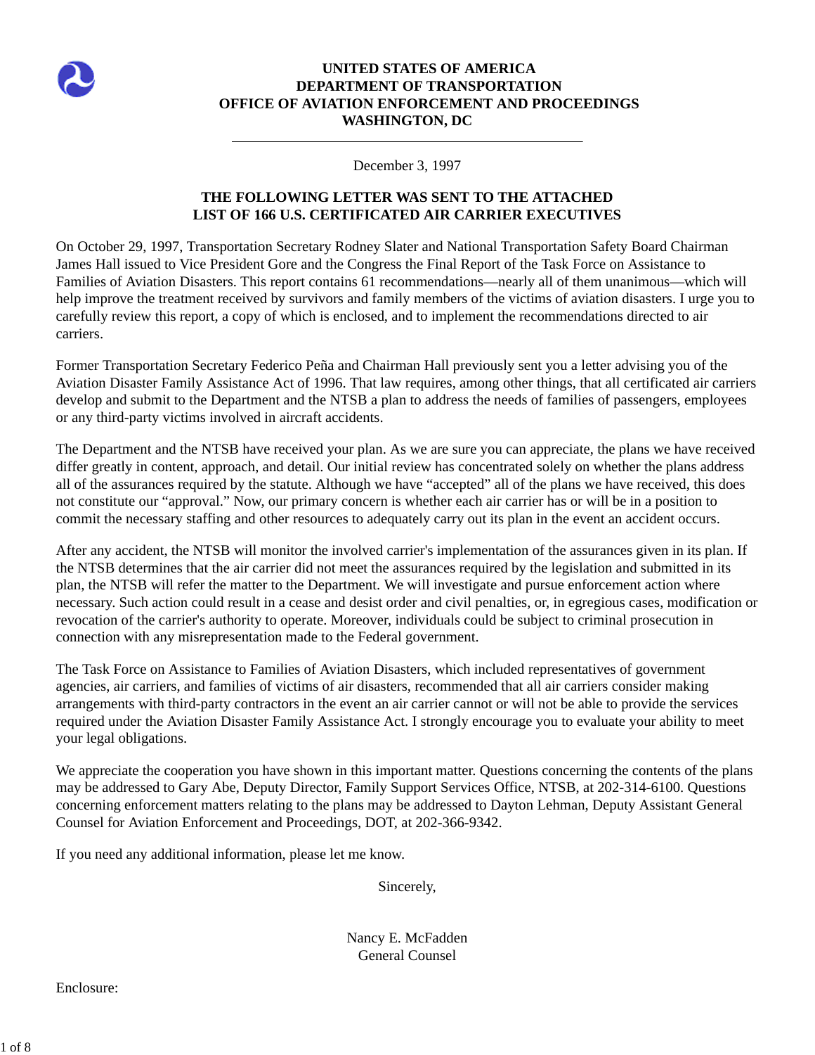**UNITED STATES OF AMERICA**
**DEPARTMENT OF TRANSPORTATION**
**OFFICE OF AVIATION ENFORCEMENT AND PROCEEDINGS**
**WASHINGTON, DC**

---

December 3, 1997

**THE FOLLOWING LETTER WAS SENT TO THE ATTACHED LIST OF 166 U.S. CERTIFICATED AIR CARRIER EXECUTIVES**

On October 29, 1997, Transportation Secretary Rodney Slater and National Transportation Safety Board Chairman James Hall issued to Vice President Gore and the Congress the Final Report of the Task Force on Assistance to Families of Aviation Disasters. This report contains 61 recommendations—nearly all of them unanimous—which will help improve the treatment received by survivors and family members of the victims of aviation disasters. I urge you to carefully review this report, a copy of which is enclosed, and to implement the recommendations directed to air carriers.

Former Transportation Secretary Federico Peña and Chairman Hall previously sent you a letter advising you of the Aviation Disaster Family Assistance Act of 1996. That law requires, among other things, that all certificated air carriers develop and submit to the Department and the NTSB a plan to address the needs of families of passengers, employees or any third-party victims involved in aircraft accidents.

The Department and the NTSB have received your plan. As we are sure you can appreciate, the plans we have received differ greatly in content, approach, and detail. Our initial review has concentrated solely on whether the plans address all of the assurances required by the statute. Although we have "accepted" all of the plans we have received, this does not constitute our "approval." Now, our primary concern is whether each air carrier has or will be in a position to commit the necessary staffing and other resources to adequately carry out its plan in the event an accident occurs.

After any accident, the NTSB will monitor the involved carrier's implementation of the assurances given in its plan. If the NTSB determines that the air carrier did not meet the assurances required by the legislation and submitted in its plan, the NTSB will refer the matter to the Department. We will investigate and pursue enforcement action where necessary. Such action could result in a cease and desist order and civil penalties, or, in egregious cases, modification or revocation of the carrier's authority to operate. Moreover, individuals could be subject to criminal prosecution in connection with any misrepresentation made to the Federal government.

The Task Force on Assistance to Families of Aviation Disasters, which included representatives of government agencies, air carriers, and families of victims of air disasters, recommended that all air carriers consider making arrangements with third-party contractors in the event an air carrier cannot or will not be able to provide the services required under the Aviation Disaster Family Assistance Act. I strongly encourage you to evaluate your ability to meet your legal obligations.

We appreciate the cooperation you have shown in this important matter. Questions concerning the contents of the plans may be addressed to Gary Abe, Deputy Director, Family Support Services Office, NTSB, at 202-314-6100. Questions concerning enforcement matters relating to the plans may be addressed to Dayton Lehman, Deputy Assistant General Counsel for Aviation Enforcement and Proceedings, DOT, at 202-366-9342.

If you need any additional information, please let me know.

Sincerely,

Nancy E. McFadden
General Counsel

Enclosure: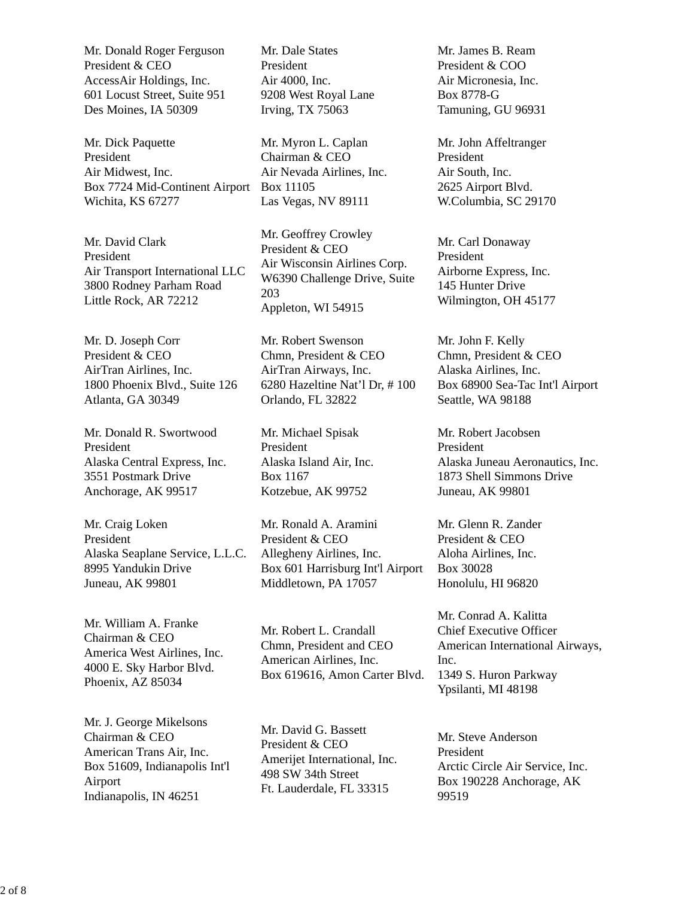Mr. Donald Roger Ferguson
President & CEO
AccessAir Holdings, Inc.
601 Locust Street, Suite 951
Des Moines, IA 50309

Mr. Dale States
President
Air 4000, Inc.
9208 West Royal Lane
Irving, TX 75063

Mr. James B. Ream
President & COO
Air Micronesia, Inc.
Box 8778-G
Tamuning, GU 96931

Mr. Dick Paquette
President
Air Midwest, Inc.
Box 7724 Mid-Continent Airport
Wichita, KS 67277

Mr. Myron L. Caplan
Chairman & CEO
Air Nevada Airlines, Inc.
Box 11105
Las Vegas, NV 89111

Mr. John Affeltranger
President
Air South, Inc.
2625 Airport Blvd.
W.Columbia, SC 29170

Mr. David Clark
President
Air Transport International LLC
3800 Rodney Parham Road
Little Rock, AR 72212

Mr. Geoffrey Crowley
President & CEO
Air Wisconsin Airlines Corp.
W6390 Challenge Drive, Suite 203
Appleton, WI 54915

Mr. Carl Donaway
President
Airborne Express, Inc.
145 Hunter Drive
Wilmington, OH 45177

Mr. D. Joseph Corr
President & CEO
AirTran Airlines, Inc.
1800 Phoenix Blvd., Suite 126
Atlanta, GA 30349

Mr. Robert Swenson
Chmn, President & CEO
AirTran Airways, Inc.
6280 Hazeltine Nat'l Dr, # 100
Orlando, FL 32822

Mr. John F. Kelly
Chmn, President & CEO
Alaska Airlines, Inc.
Box 68900 Sea-Tac Int'l Airport
Seattle, WA 98188

Mr. Donald R. Swortwood
President
Alaska Central Express, Inc.
3551 Postmark Drive
Anchorage, AK 99517

Mr. Michael Spisak
President
Alaska Island Air, Inc.
Box 1167
Kotzebue, AK 99752

Mr. Robert Jacobsen
President
Alaska Juneau Aeronautics, Inc.
1873 Shell Simmons Drive
Juneau, AK 99801

Mr. Craig Loken
President
Alaska Seaplane Service, L.L.C.
8995 Yandukin Drive
Juneau, AK 99801

Mr. Ronald A. Aramini
President & CEO
Allegheny Airlines, Inc.
Box 601 Harrisburg Int'l Airport
Middletown, PA 17057

Mr. Glenn R. Zander
President & CEO
Aloha Airlines, Inc.
Box 30028
Honolulu, HI 96820

Mr. William A. Franke
Chairman & CEO
America West Airlines, Inc.
4000 E. Sky Harbor Blvd.
Phoenix, AZ 85034

Mr. Robert L. Crandall
Chmn, President and CEO
American Airlines, Inc.
Box 619616, Amon Carter Blvd.

Mr. Conrad A. Kalitta
Chief Executive Officer
American International Airways, Inc.
1349 S. Huron Parkway
Ypsilanti, MI 48198

Mr. J. George Mikelsons
Chairman & CEO
American Trans Air, Inc.
Box 51609, Indianapolis Int'l Airport
Indianapolis, IN 46251

Mr. David G. Bassett
President & CEO
Amerijet International, Inc.
498 SW 34th Street
Ft. Lauderdale, FL 33315

Mr. Steve Anderson
President
Arctic Circle Air Service, Inc.
Box 190228 Anchorage, AK 99519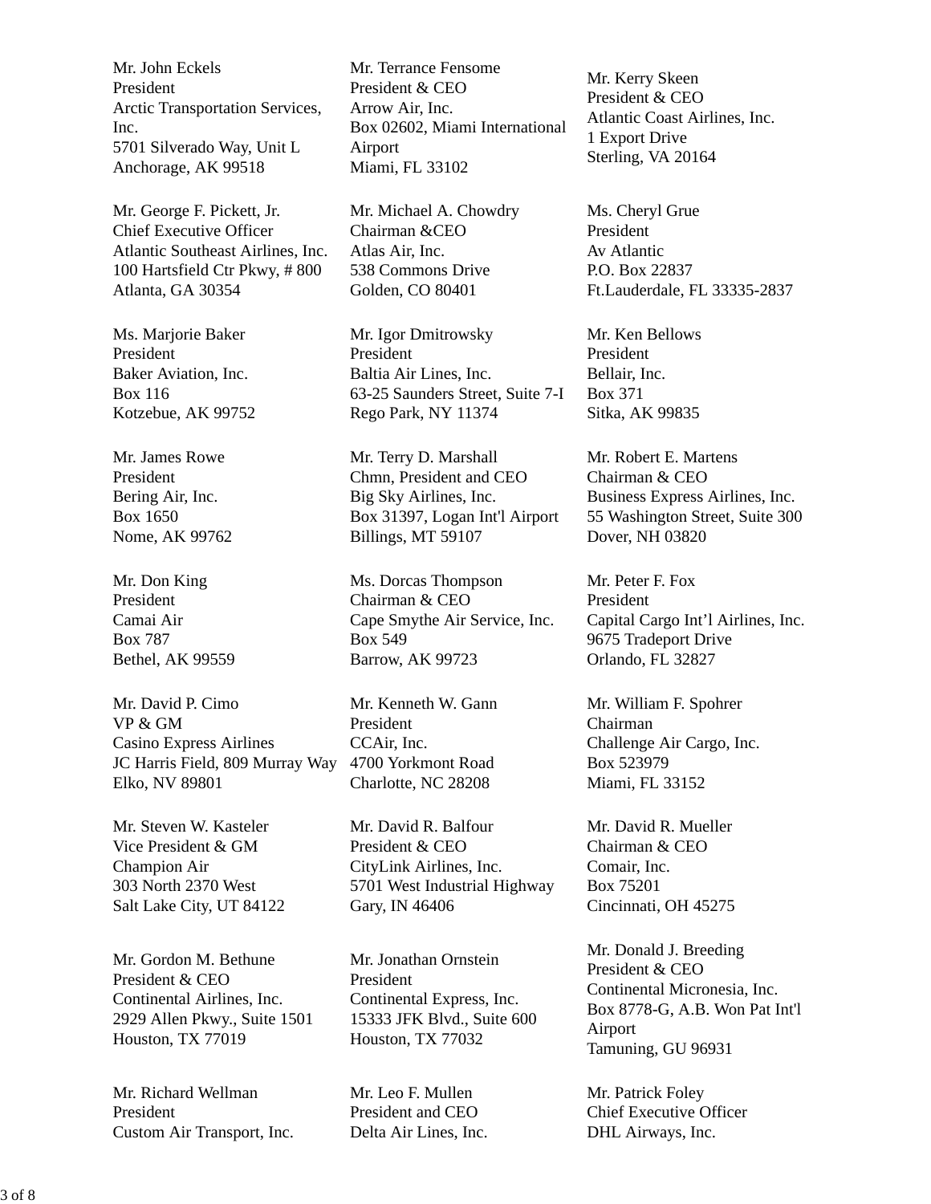Mr. John Eckels
President
Arctic Transportation Services, Inc.
5701 Silverado Way, Unit L
Anchorage, AK 99518

Mr. Terrance Fensome
President & CEO
Arrow Air, Inc.
Box 02602, Miami International Airport
Miami, FL 33102

Mr. Kerry Skeen
President & CEO
Atlantic Coast Airlines, Inc.
1 Export Drive
Sterling, VA 20164

Mr. George F. Pickett, Jr.
Chief Executive Officer
Atlantic Southeast Airlines, Inc.
100 Hartsfield Ctr Pkwy, # 800
Atlanta, GA 30354

Mr. Michael A. Chowdry
Chairman &CEO
Atlas Air, Inc.
538 Commons Drive
Golden, CO 80401

Ms. Cheryl Grue
President
Av Atlantic
P.O. Box 22837
Ft.Lauderdale, FL 33335-2837

Ms. Marjorie Baker
President
Baker Aviation, Inc.
Box 116
Kotzebue, AK 99752

Mr. Igor Dmitrowsky
President
Baltia Air Lines, Inc.
63-25 Saunders Street, Suite 7-I
Rego Park, NY 11374

Mr. Ken Bellows
President
Bellair, Inc.
Box 371
Sitka, AK 99835

Mr. James Rowe
President
Bering Air, Inc.
Box 1650
Nome, AK 99762

Mr. Terry D. Marshall
Chmn, President and CEO
Big Sky Airlines, Inc.
Box 31397, Logan Int'l Airport
Billings, MT 59107

Mr. Robert E. Martens
Chairman & CEO
Business Express Airlines, Inc.
55 Washington Street, Suite 300
Dover, NH 03820

Mr. Don King
President
Camai Air
Box 787
Bethel, AK 99559

Ms. Dorcas Thompson
Chairman & CEO
Cape Smythe Air Service, Inc.
Box 549
Barrow, AK 99723

Mr. Peter F. Fox
President
Capital Cargo Int'l Airlines, Inc.
9675 Tradeport Drive
Orlando, FL 32827

Mr. David P. Cimo
VP & GM
Casino Express Airlines
JC Harris Field, 809 Murray Way
Elko, NV 89801

Mr. Kenneth W. Gann
President
CCAir, Inc.
4700 Yorkmont Road
Charlotte, NC 28208

Mr. William F. Spohrer
Chairman
Challenge Air Cargo, Inc.
Box 523979
Miami, FL 33152

Mr. Steven W. Kasteler
Vice President & GM
Champion Air
303 North 2370 West
Salt Lake City, UT 84122

Mr. David R. Balfour
President & CEO
CityLink Airlines, Inc.
5701 West Industrial Highway
Gary, IN 46406

Mr. David R. Mueller
Chairman & CEO
Comair, Inc.
Box 75201
Cincinnati, OH 45275

Mr. Gordon M. Bethune
President & CEO
Continental Airlines, Inc.
2929 Allen Pkwy., Suite 1501
Houston, TX 77019

Mr. Jonathan Ornstein
President
Continental Express, Inc.
15333 JFK Blvd., Suite 600
Houston, TX 77032

Mr. Donald J. Breeding
President & CEO
Continental Micronesia, Inc.
Box 8778-G, A.B. Won Pat Int'l Airport
Tamuning, GU 96931

Mr. Richard Wellman
President
Custom Air Transport, Inc.

Mr. Leo F. Mullen
President and CEO
Delta Air Lines, Inc.

Mr. Patrick Foley
Chief Executive Officer
DHL Airways, Inc.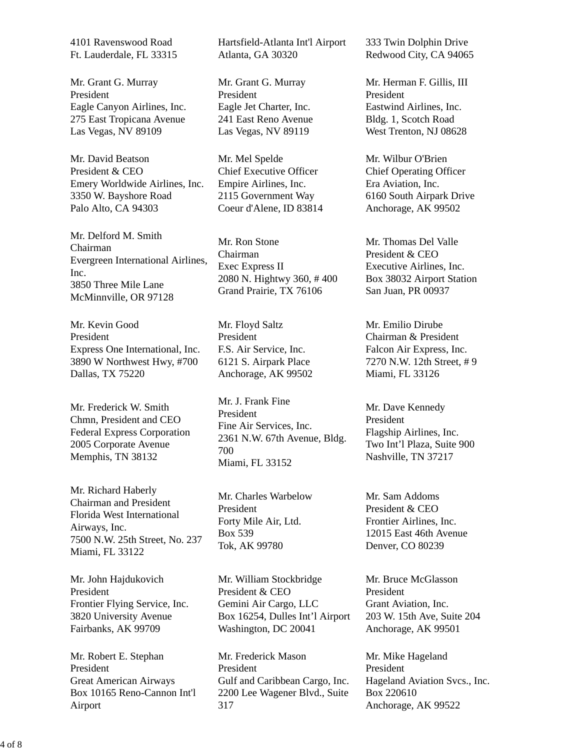4101 Ravenswood Road
Ft. Lauderdale, FL 33315

Hartsfield-Atlanta Int'l Airport
Atlanta, GA 30320

333 Twin Dolphin Drive
Redwood City, CA 94065

Mr. Grant G. Murray
President
Eagle Canyon Airlines, Inc.
275 East Tropicana Avenue
Las Vegas, NV 89109

Mr. Grant G. Murray
President
Eagle Jet Charter, Inc.
241 East Reno Avenue
Las Vegas, NV 89119

Mr. Herman F. Gillis, III
President
Eastwind Airlines, Inc.
Bldg. 1, Scotch Road
West Trenton, NJ 08628

Mr. David Beatson
President & CEO
Emery Worldwide Airlines, Inc.
3350 W. Bayshore Road
Palo Alto, CA 94303

Mr. Mel Spelde
Chief Executive Officer
Empire Airlines, Inc.
2115 Government Way
Coeur d'Alene, ID 83814

Mr. Wilbur O'Brien
Chief Operating Officer
Era Aviation, Inc.
6160 South Airpark Drive
Anchorage, AK 99502

Mr. Delford M. Smith
Chairman
Evergreen International Airlines, Inc.
3850 Three Mile Lane
McMinnville, OR 97128

Mr. Ron Stone
Chairman
Exec Express II
2080 N. Hightwy 360, # 400
Grand Prairie, TX 76106

Mr. Thomas Del Valle
President & CEO
Executive Airlines, Inc.
Box 38032 Airport Station
San Juan, PR 00937

Mr. Kevin Good
President
Express One International, Inc.
3890 W Northwest Hwy, #700
Dallas, TX 75220

Mr. Floyd Saltz
President
F.S. Air Service, Inc.
6121 S. Airpark Place
Anchorage, AK 99502

Mr. Emilio Dirube
Chairman & President
Falcon Air Express, Inc.
7270 N.W. 12th Street, # 9
Miami, FL 33126

Mr. Frederick W. Smith
Chmn, President and CEO
Federal Express Corporation
2005 Corporate Avenue
Memphis, TN 38132

Mr. J. Frank Fine
President
Fine Air Services, Inc.
2361 N.W. 67th Avenue, Bldg. 700
Miami, FL 33152

Mr. Dave Kennedy
President
Flagship Airlines, Inc.
Two Int'l Plaza, Suite 900
Nashville, TN 37217

Mr. Richard Haberly
Chairman and President
Florida West International Airways, Inc.
7500 N.W. 25th Street, No. 237
Miami, FL 33122

Mr. Charles Warbelow
President
Forty Mile Air, Ltd.
Box 539
Tok, AK 99780

Mr. Sam Addoms
President & CEO
Frontier Airlines, Inc.
12015 East 46th Avenue
Denver, CO 80239

Mr. John Hajdukovich
President
Frontier Flying Service, Inc.
3820 University Avenue
Fairbanks, AK 99709

Mr. William Stockbridge
President & CEO
Gemini Air Cargo, LLC
Box 16254, Dulles Int'l Airport
Washington, DC 20041

Mr. Bruce McGlasson
President
Grant Aviation, Inc.
203 W. 15th Ave, Suite 204
Anchorage, AK 99501

Mr. Robert E. Stephan
President
Great American Airways
Box 10165 Reno-Cannon Int'l Airport

Mr. Frederick Mason
President
Gulf and Caribbean Cargo, Inc.
2200 Lee Wagener Blvd., Suite 317

Mr. Mike Hageland
President
Hageland Aviation Svcs., Inc.
Box 220610
Anchorage, AK 99522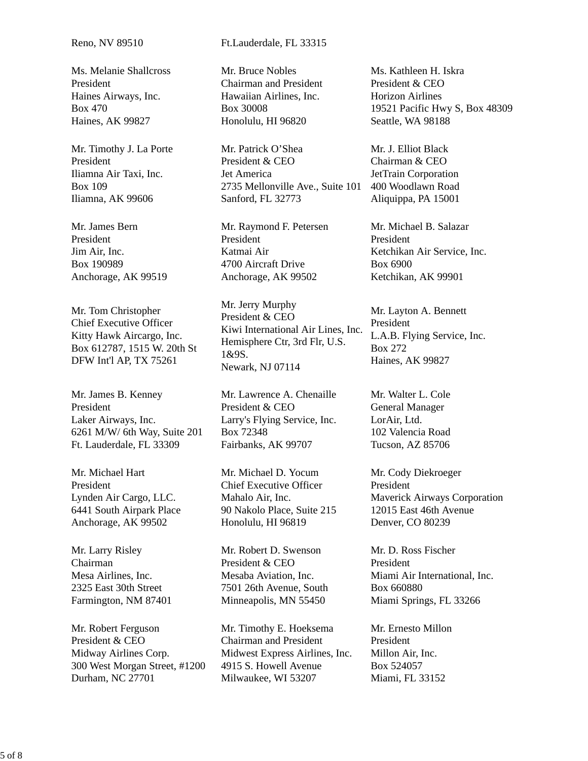Reno, NV 89510

Ft.Lauderdale, FL 33315

Ms. Melanie Shallcross
President
Haines Airways, Inc.
Box 470
Haines, AK 99827

Mr. Bruce Nobles
Chairman and President
Hawaiian Airlines, Inc.
Box 30008
Honolulu, HI 96820

Ms. Kathleen H. Iskra
President & CEO
Horizon Airlines
19521 Pacific Hwy S, Box 48309
Seattle, WA 98188

Mr. Timothy J. La Porte
President
Iliamna Air Taxi, Inc.
Box 109
Iliamna, AK 99606

Mr. Patrick O'Shea
President & CEO
Jet America
2735 Mellonville Ave., Suite 101
Sanford, FL 32773

Mr. J. Elliot Black
Chairman & CEO
JetTrain Corporation
400 Woodlawn Road
Aliquippa, PA 15001

Mr. James Bern
President
Jim Air, Inc.
Box 190989
Anchorage, AK 99519

Mr. Raymond F. Petersen
President
Katmai Air
4700 Aircraft Drive
Anchorage, AK 99502

Mr. Michael B. Salazar
President
Ketchikan Air Service, Inc.
Box 6900
Ketchikan, AK 99901

Mr. Tom Christopher
Chief Executive Officer
Kitty Hawk Aircargo, Inc.
Box 612787, 1515 W. 20th St
DFW Int'l AP, TX 75261

Mr. Jerry Murphy
President & CEO
Kiwi International Air Lines, Inc.
Hemisphere Ctr, 3rd Flr, U.S. 1&9S.
Newark, NJ 07114

Mr. Layton A. Bennett
President
L.A.B. Flying Service, Inc.
Box 272
Haines, AK 99827

Mr. James B. Kenney
President
Laker Airways, Inc.
6261 M/W/ 6th Way, Suite 201
Ft. Lauderdale, FL 33309

Mr. Lawrence A. Chenaille
President & CEO
Larry's Flying Service, Inc.
Box 72348
Fairbanks, AK 99707

Mr. Walter L. Cole
General Manager
LorAir, Ltd.
102 Valencia Road
Tucson, AZ 85706

Mr. Michael Hart
President
Lynden Air Cargo, LLC.
6441 South Airpark Place
Anchorage, AK 99502

Mr. Michael D. Yocum
Chief Executive Officer
Mahalo Air, Inc.
90 Nakolo Place, Suite 215
Honolulu, HI 96819

Mr. Cody Diekroeger
President
Maverick Airways Corporation
12015 East 46th Avenue
Denver, CO 80239

Mr. Larry Risley
Chairman
Mesa Airlines, Inc.
2325 East 30th Street
Farmington, NM 87401

Mr. Robert D. Swenson
President & CEO
Mesaba Aviation, Inc.
7501 26th Avenue, South
Minneapolis, MN 55450

Mr. D. Ross Fischer
President
Miami Air International, Inc.
Box 660880
Miami Springs, FL 33266

Mr. Robert Ferguson
President & CEO
Midway Airlines Corp.
300 West Morgan Street, #1200
Durham, NC 27701

Mr. Timothy E. Hoeksema
Chairman and President
Midwest Express Airlines, Inc.
4915 S. Howell Avenue
Milwaukee, WI 53207

Mr. Ernesto Millon
President
Millon Air, Inc.
Box 524057
Miami, FL 33152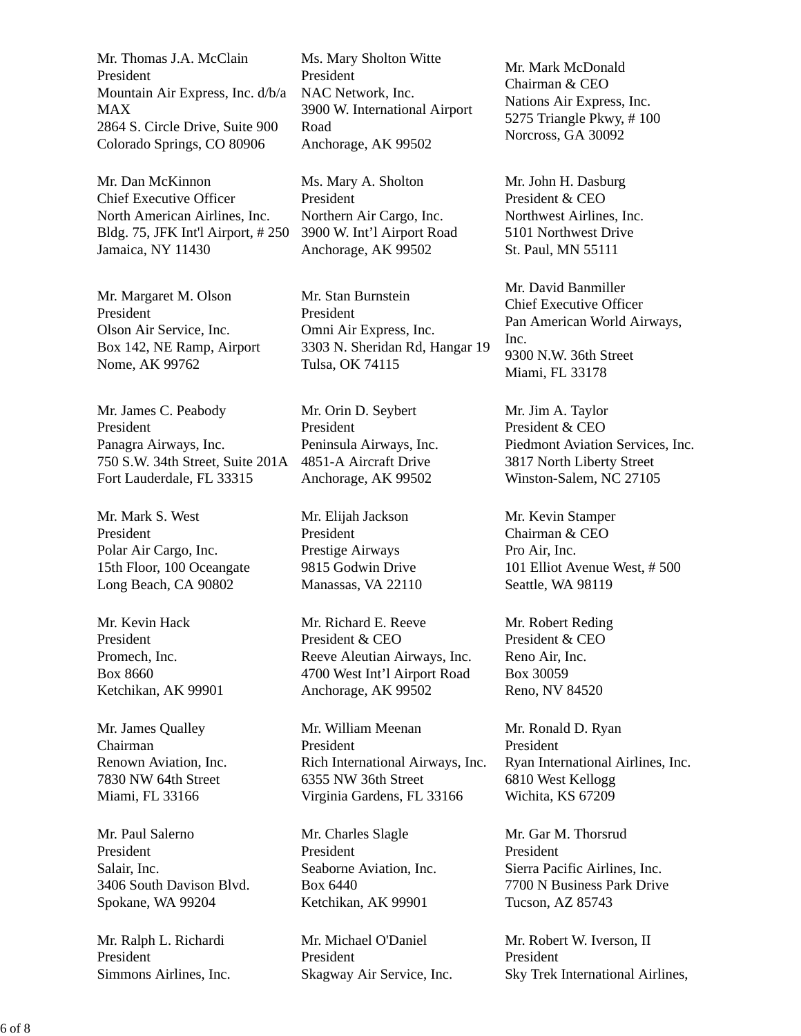Mr. Thomas J.A. McClain
President
Mountain Air Express, Inc. d/b/a MAX
2864 S. Circle Drive, Suite 900
Colorado Springs, CO 80906

Ms. Mary Sholton Witte
President
NAC Network, Inc.
3900 W. International Airport Road
Anchorage, AK 99502

Mr. Mark McDonald
Chairman & CEO
Nations Air Express, Inc.
5275 Triangle Pkwy, # 100
Norcross, GA 30092

Mr. Dan McKinnon
Chief Executive Officer
North American Airlines, Inc.
Bldg. 75, JFK Int'l Airport, # 250
Jamaica, NY 11430

Ms. Mary A. Sholton
President
Northern Air Cargo, Inc.
3900 W. Int’l Airport Road
Anchorage, AK 99502

Mr. John H. Dasburg
President & CEO
Northwest Airlines, Inc.
5101 Northwest Drive
St. Paul, MN 55111

Mr. Margaret M. Olson
President
Olson Air Service, Inc.
Box 142, NE Ramp, Airport
Nome, AK 99762

Mr. Stan Burnstein
President
Omni Air Express, Inc.
3303 N. Sheridan Rd, Hangar 19
Tulsa, OK 74115

Mr. David Banmiller
Chief Executive Officer
Pan American World Airways, Inc.
9300 N.W. 36th Street
Miami, FL 33178

Mr. James C. Peabody
President
Panagra Airways, Inc.
750 S.W. 34th Street, Suite 201A
Fort Lauderdale, FL 33315

Mr. Orin D. Seybert
President
Peninsula Airways, Inc.
4851-A Aircraft Drive
Anchorage, AK 99502

Mr. Jim A. Taylor
President & CEO
Piedmont Aviation Services, Inc.
3817 North Liberty Street
Winston-Salem, NC 27105

Mr. Mark S. West
President
Polar Air Cargo, Inc.
15th Floor, 100 Oceangate
Long Beach, CA 90802

Mr. Elijah Jackson
President
Prestige Airways
9815 Godwin Drive
Manassas, VA 22110

Mr. Kevin Stamper
Chairman & CEO
Pro Air, Inc.
101 Elliot Avenue West, # 500
Seattle, WA 98119

Mr. Kevin Hack
President
Promech, Inc.
Box 8660
Ketchikan, AK 99901

Mr. Richard E. Reeve
President & CEO
Reeve Aleutian Airways, Inc.
4700 West Int’l Airport Road
Anchorage, AK 99502

Mr. Robert Reding
President & CEO
Reno Air, Inc.
Box 30059
Reno, NV 84520

Mr. James Qualley
Chairman
Renown Aviation, Inc.
7830 NW 64th Street
Miami, FL 33166

Mr. William Meenan
President
Rich International Airways, Inc.
6355 NW 36th Street
Virginia Gardens, FL 33166

Mr. Ronald D. Ryan
President
Ryan International Airlines, Inc.
6810 West Kellogg
Wichita, KS 67209

Mr. Paul Salerno
President
Salair, Inc.
3406 South Davison Blvd.
Spokane, WA 99204

Mr. Charles Slagle
President
Seaborne Aviation, Inc.
Box 6440
Ketchikan, AK 99901

Mr. Gar M. Thorsrud
President
Sierra Pacific Airlines, Inc.
7700 N Business Park Drive
Tucson, AZ 85743

Mr. Ralph L. Richardi
President
Simmons Airlines, Inc.

Mr. Michael O'Daniel
President
Skagway Air Service, Inc.

Mr. Robert W. Iverson, II
President
Sky Trek International Airlines,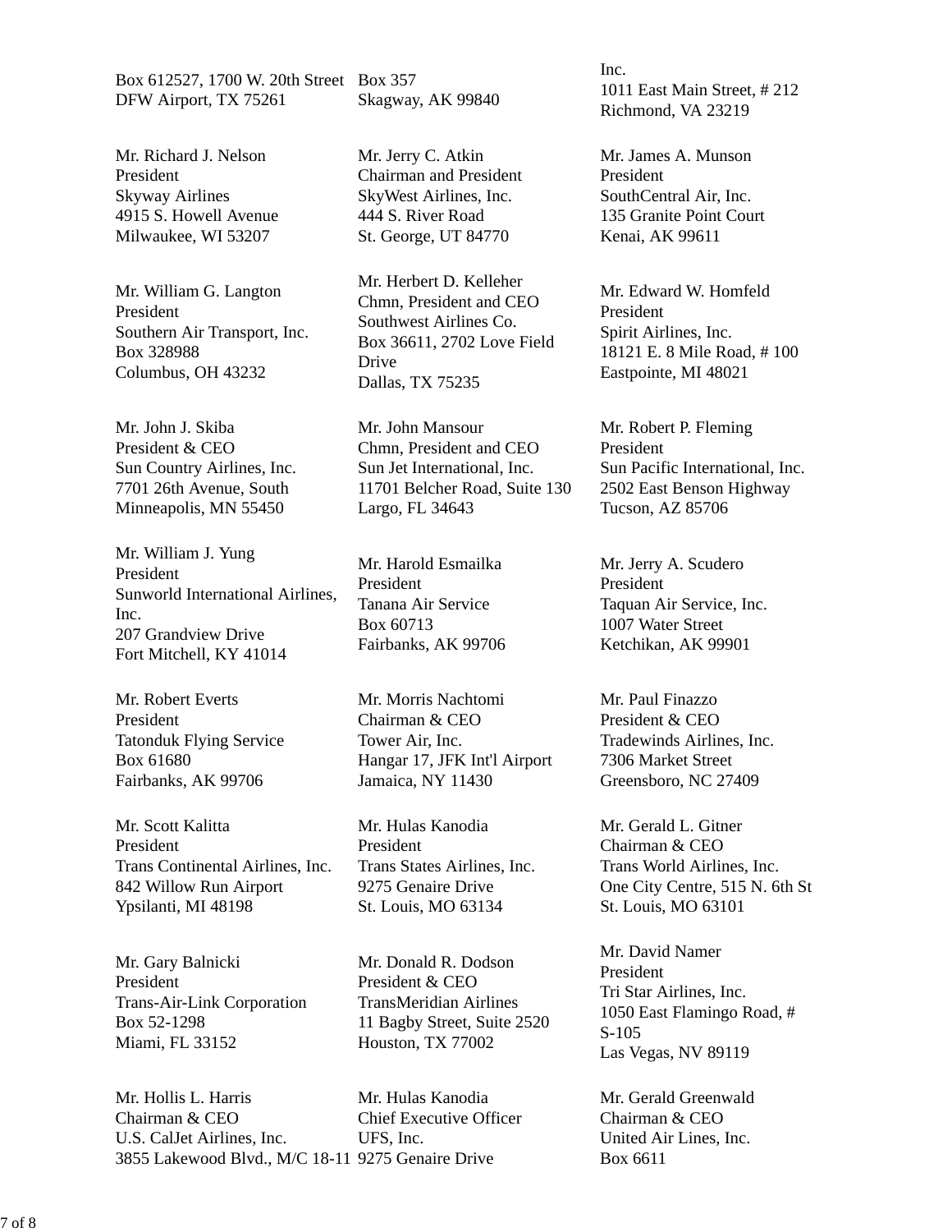Box 612527, 1700 W. 20th Street
DFW Airport, TX 75261

Box 357
Skagway, AK 99840

Inc.
1011 East Main Street, # 212
Richmond, VA 23219

Mr. Richard J. Nelson
President
Skyway Airlines
4915 S. Howell Avenue
Milwaukee, WI 53207

Mr. Jerry C. Atkin
Chairman and President
SkyWest Airlines, Inc.
444 S. River Road
St. George, UT 84770

Mr. James A. Munson
President
SouthCentral Air, Inc.
135 Granite Point Court
Kenai, AK 99611

Mr. William G. Langton
President
Southern Air Transport, Inc.
Box 328988
Columbus, OH 43232

Mr. Herbert D. Kelleher
Chmn, President and CEO
Southwest Airlines Co.
Box 36611, 2702 Love Field Drive
Dallas, TX 75235

Mr. Edward W. Homfeld
President
Spirit Airlines, Inc.
18121 E. 8 Mile Road, # 100
Eastpointe, MI 48021

Mr. John J. Skiba
President & CEO
Sun Country Airlines, Inc.
7701 26th Avenue, South
Minneapolis, MN 55450

Mr. John Mansour
Chmn, President and CEO
Sun Jet International, Inc.
11701 Belcher Road, Suite 130
Largo, FL 34643

Mr. Robert P. Fleming
President
Sun Pacific International, Inc.
2502 East Benson Highway
Tucson, AZ 85706

Mr. William J. Yung
President
Sunworld International Airlines, Inc.
207 Grandview Drive
Fort Mitchell, KY 41014

Mr. Harold Esmailka
President
Tanana Air Service
Box 60713
Fairbanks, AK 99706

Mr. Jerry A. Scudero
President
Taquan Air Service, Inc.
1007 Water Street
Ketchikan, AK 99901

Mr. Robert Everts
President
Tatonduk Flying Service
Box 61680
Fairbanks, AK 99706

Mr. Morris Nachtomi
Chairman & CEO
Tower Air, Inc.
Hangar 17, JFK Int'l Airport
Jamaica, NY 11430

Mr. Paul Finazzo
President & CEO
Tradewinds Airlines, Inc.
7306 Market Street
Greensboro, NC 27409

Mr. Scott Kalitta
President
Trans Continental Airlines, Inc.
842 Willow Run Airport
Ypsilanti, MI 48198

Mr. Hulas Kanodia
President
Trans States Airlines, Inc.
9275 Genaire Drive
St. Louis, MO 63134

Mr. Gerald L. Gitner
Chairman & CEO
Trans World Airlines, Inc.
One City Centre, 515 N. 6th St
St. Louis, MO 63101

Mr. Gary Balnicki
President
Trans-Air-Link Corporation
Box 52-1298
Miami, FL 33152

Mr. Donald R. Dodson
President & CEO
TransMeridian Airlines
11 Bagby Street, Suite 2520
Houston, TX 77002

Mr. David Namer
President
Tri Star Airlines, Inc.
1050 East Flamingo Road, # S-105
Las Vegas, NV 89119

Mr. Hollis L. Harris
Chairman & CEO
U.S. CalJet Airlines, Inc.
3855 Lakewood Blvd., M/C 18-11

Mr. Hulas Kanodia
Chief Executive Officer
UFS, Inc.
9275 Genaire Drive

Mr. Gerald Greenwald
Chairman & CEO
United Air Lines, Inc.
Box 6611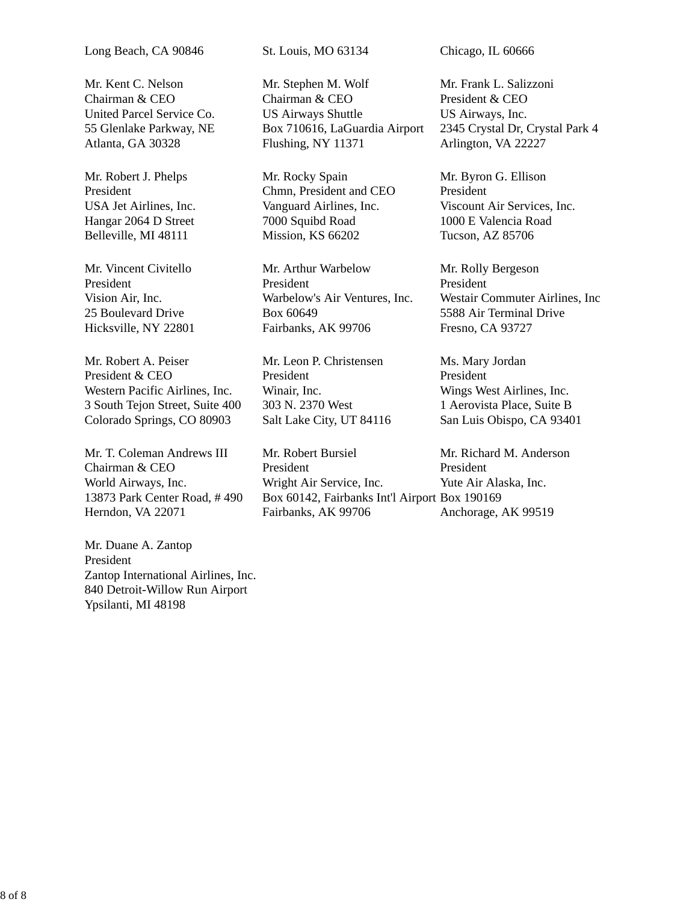Long Beach, CA 90846

St. Louis, MO 63134

Chicago, IL 60666

Mr. Kent C. Nelson
Chairman & CEO
United Parcel Service Co.
55 Glenlake Parkway, NE
Atlanta, GA 30328

Mr. Stephen M. Wolf
Chairman & CEO
US Airways Shuttle
Box 710616, LaGuardia Airport
Flushing, NY 11371

Mr. Frank L. Salizzoni
President & CEO
US Airways, Inc.
2345 Crystal Dr, Crystal Park 4
Arlington, VA 22227

Mr. Robert J. Phelps
President
USA Jet Airlines, Inc.
Hangar 2064 D Street
Belleville, MI 48111

Mr. Rocky Spain
Chmn, President and CEO
Vanguard Airlines, Inc.
7000 Squibd Road
Mission, KS 66202

Mr. Byron G. Ellison
President
Viscount Air Services, Inc.
1000 E Valencia Road
Tucson, AZ 85706

Mr. Vincent Civitello
President
Vision Air, Inc.
25 Boulevard Drive
Hicksville, NY 22801

Mr. Arthur Warbelow
President
Warbelow's Air Ventures, Inc.
Box 60649
Fairbanks, AK 99706

Mr. Rolly Bergeson
President
Westair Commuter Airlines, Inc
5588 Air Terminal Drive
Fresno, CA 93727

Mr. Robert A. Peiser
President & CEO
Western Pacific Airlines, Inc.
3 South Tejon Street, Suite 400
Colorado Springs, CO 80903

Mr. Leon P. Christensen
President
Winair, Inc.
303 N. 2370 West
Salt Lake City, UT 84116

Ms. Mary Jordan
President
Wings West Airlines, Inc.
1 Aerovista Place, Suite B
San Luis Obispo, CA 93401

Mr. T. Coleman Andrews III
Chairman & CEO
World Airways, Inc.
13873 Park Center Road, # 490
Herndon, VA 22071

Mr. Robert Bursiel
President
Wright Air Service, Inc.
Box 60142, Fairbanks Int'l Airport
Fairbanks, AK 99706

Mr. Richard M. Anderson
President
Yute Air Alaska, Inc.
Box 190169
Anchorage, AK 99519

Mr. Duane A. Zantop
President
Zantop International Airlines, Inc.
840 Detroit-Willow Run Airport
Ypsilanti, MI 48198